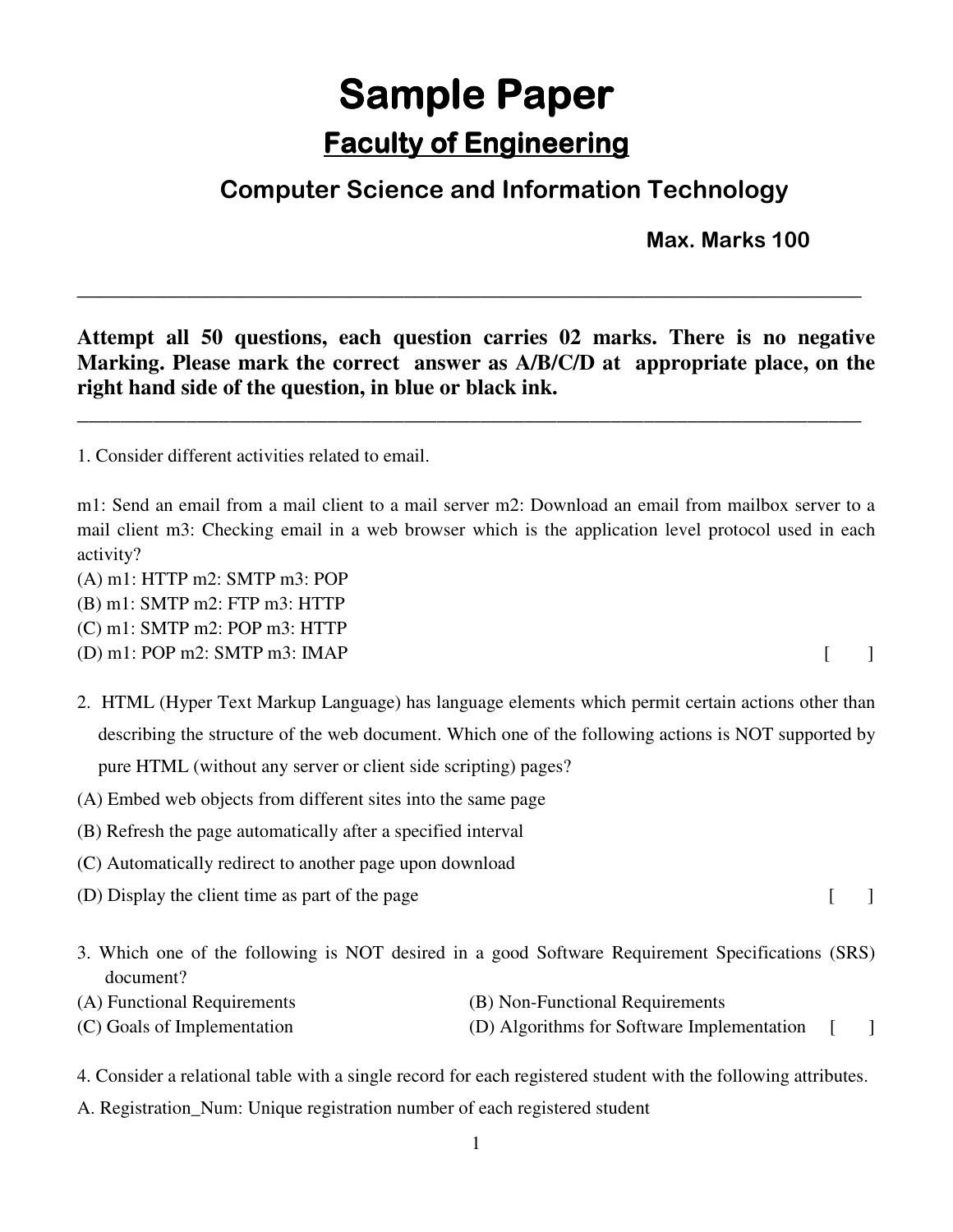# Sample Paper

## Faculty of Engineering

### Computer Science and Information Technology

**Max. Marks 100**

---

**Attempt all 50 questions, each question carries 02 marks. There is no negative Marking. Please mark the correct answer as A/B/C/D at appropriate place, on the right hand side of the question, in blue or black ink.**

---

1. Consider different activities related to email.

m1: Send an email from a mail client to a mail server m2: Download an email from mailbox server to a mail client m3: Checking email in a web browser which is the application level protocol used in each activity?

(A) m1: HTTP m2: SMTP m3: POP
(B) m1: SMTP m2: FTP m3: HTTP
(C) m1: SMTP m2: POP m3: HTTP
(D) m1: POP m2: SMTP m3: IMAP [ ]

2. HTML (Hyper Text Markup Language) has language elements which permit certain actions other than describing the structure of the web document. Which one of the following actions is NOT supported by pure HTML (without any server or client side scripting) pages?

(A) Embed web objects from different sites into the same page
(B) Refresh the page automatically after a specified interval
(C) Automatically redirect to another page upon download
(D) Display the client time as part of the page [ ]

3. Which one of the following is NOT desired in a good Software Requirement Specifications (SRS) document?

(A) Functional Requirements
(B) Non-Functional Requirements
(C) Goals of Implementation
(D) Algorithms for Software Implementation [ ]

4. Consider a relational table with a single record for each registered student with the following attributes.

A. Registration_Num: Unique registration number of each registered student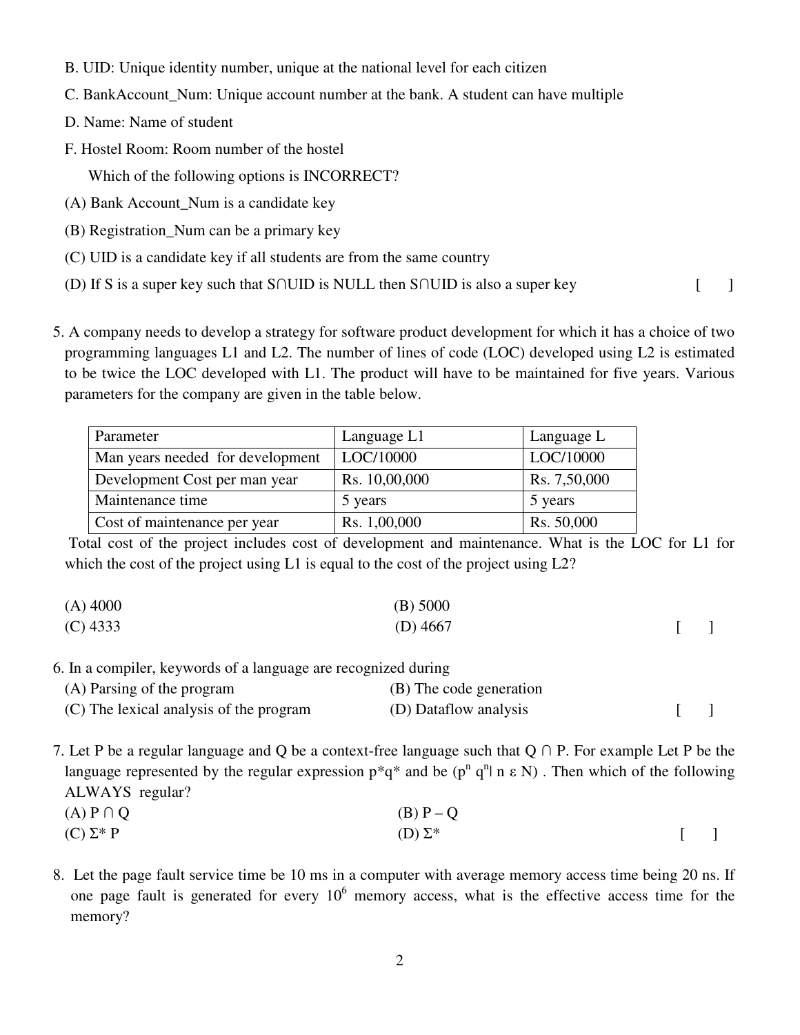B. UID: Unique identity number, unique at the national level for each citizen

C. BankAccount_Num: Unique account number at the bank. A student can have multiple

D. Name: Name of student

F. Hostel Room: Room number of the hostel

Which of the following options is INCORRECT?

(A) Bank Account_Num is a candidate key

(B) Registration_Num can be a primary key

(C) UID is a candidate key if all students are from the same country

(D) If S is a super key such that S∩UID is NULL then S∩UID is also a super key [ ]

5. A company needs to develop a strategy for software product development for which it has a choice of two programming languages L1 and L2. The number of lines of code (LOC) developed using L2 is estimated to be twice the LOC developed with L1. The product will have to be maintained for five years. Various parameters for the company are given in the table below.

| Parameter | Language L1 | Language L |
| --- | --- | --- |
| Man years needed for development | LOC/10000 | LOC/10000 |
| Development Cost per man year | Rs. 10,00,000 | Rs. 7,50,000 |
| Maintenance time | 5 years | 5 years |
| Cost of maintenance per year | Rs. 1,00,000 | Rs. 50,000 |

Total cost of the project includes cost of development and maintenance. What is the LOC for L1 for which the cost of the project using L1 is equal to the cost of the project using L2?

(A) 4000
(B) 5000
(C) 4333
(D) 4667 [ ]

6. In a compiler, keywords of a language are recognized during

(A) Parsing of the program
(B) The code generation
(C) The lexical analysis of the program
(D) Dataflow analysis [ ]

7. Let P be a regular language and Q be a context-free language such that Q ∩ P. For example Let P be the language represented by the regular expression $p^*q^*$ and be $(p^n q^n | n \varepsilon N)$ . Then which of the following ALWAYS regular?

(A) P ∩ Q
(B) P – Q
(C) $\Sigma^*$ P
(D) $\Sigma^*$ [ ]

8. Let the page fault service time be 10 ms in a computer with average memory access time being 20 ns. If one page fault is generated for every $10^6$ memory access, what is the effective access time for the memory?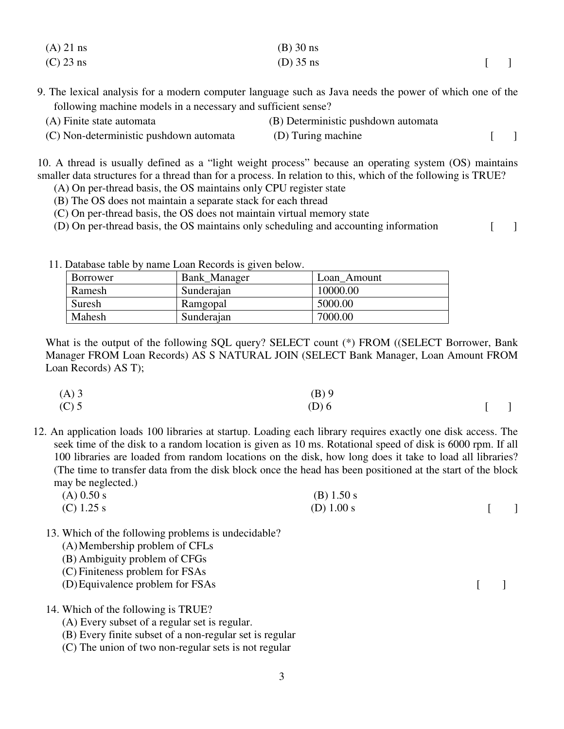(A) 21 ns (B) 30 ns
(C) 23 ns (D) 35 ns [ ]

9. The lexical analysis for a modern computer language such as Java needs the power of which one of the following machine models in a necessary and sufficient sense?

(A) Finite state automata (B) Deterministic pushdown automata
(C) Non-deterministic pushdown automata (D) Turing machine [ ]

10. A thread is usually defined as a "light weight process" because an operating system (OS) maintains smaller data structures for a thread than for a process. In relation to this, which of the following is TRUE?

(A) On per-thread basis, the OS maintains only CPU register state
(B) The OS does not maintain a separate stack for each thread
(C) On per-thread basis, the OS does not maintain virtual memory state
(D) On per-thread basis, the OS maintains only scheduling and accounting information [ ]

11. Database table by name Loan Records is given below.

| Borrower | Bank_Manager | Loan_Amount |
|---|---|---|
| Ramesh | Sunderajan | 10000.00 |
| Suresh | Ramgopal | 5000.00 |
| Mahesh | Sunderajan | 7000.00 |

What is the output of the following SQL query? SELECT count (*) FROM ((SELECT Borrower, Bank Manager FROM Loan Records) AS S NATURAL JOIN (SELECT Bank Manager, Loan Amount FROM Loan Records) AS T);

(A) 3 (B) 9
(C) 5 (D) 6 [ ]

12. An application loads 100 libraries at startup. Loading each library requires exactly one disk access. The seek time of the disk to a random location is given as 10 ms. Rotational speed of disk is 6000 rpm. If all 100 libraries are loaded from random locations on the disk, how long does it take to load all libraries? (The time to transfer data from the disk block once the head has been positioned at the start of the block may be neglected.)

(A) 0.50 s (B) 1.50 s
(C) 1.25 s (D) 1.00 s [ ]

13. Which of the following problems is undecidable?

(A) Membership problem of CFLs
(B) Ambiguity problem of CFGs
(C) Finiteness problem for FSAs
(D) Equivalence problem for FSAs [ ]

14. Which of the following is TRUE?

(A) Every subset of a regular set is regular.
(B) Every finite subset of a non-regular set is regular
(C) The union of two non-regular sets is not regular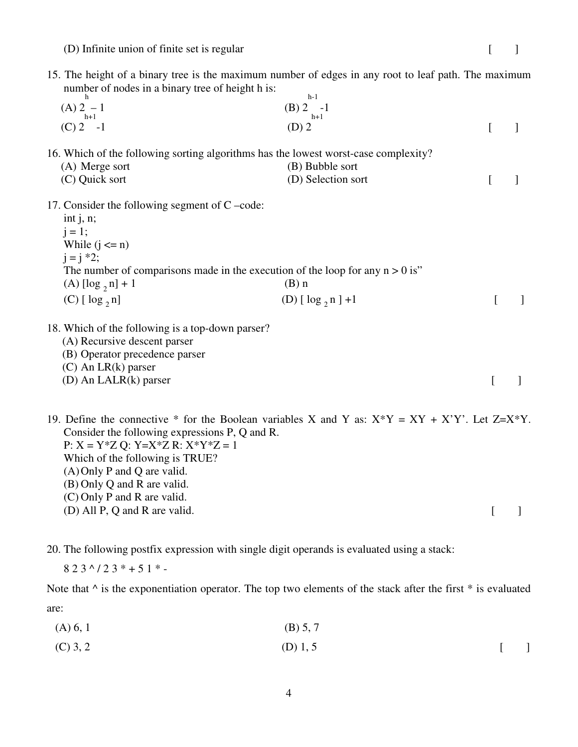(D) Infinite union of finite set is regular [ ]

15. The height of a binary tree is the maximum number of edges in any root to leaf path. The maximum number of nodes in a binary tree of height h is:

    (A) $2^{h} - 1$
    (B) $2^{h-1} - 1$
    (C) $2^{h+1} - 1$
    (D) $2^{h+1}$ [ ]

16. Which of the following sorting algorithms has the lowest worst-case complexity?

    (A) Merge sort
    (B) Bubble sort
    (C) Quick sort
    (D) Selection sort [ ]

17. Consider the following segment of C –code:

    ```
    int j, n;
    j = 1;
    While (j <= n)
    j = j *2;
    ```

    The number of comparisons made in the execution of the loop for any n > 0 is"

    (A) $[\log_2 n] + 1$
    (B) n
    (C) $[\log_2 n]$
    (D) $[\log_2 n] + 1$ [ ]

18. Which of the following is a top-down parser?

    (A) Recursive descent parser
    (B) Operator precedence parser
    (C) An LR(k) parser
    (D) An LALR(k) parser [ ]

19. Define the connective * for the Boolean variables X and Y as: X*Y = XY + X'Y'. Let Z=X*Y. Consider the following expressions P, Q and R.

    P: X = Y*Z Q: Y=X*Z R: X*Y*Z = 1

    Which of the following is TRUE?

    (A) Only P and Q are valid.
    (B) Only Q and R are valid.
    (C) Only P and R are valid.
    (D) All P, Q and R are valid. [ ]

20. The following postfix expression with single digit operands is evaluated using a stack:

    8 2 3 ^ / 2 3 * + 5 1 * -

    Note that ^ is the exponentiation operator. The top two elements of the stack after the first * is evaluated are:

    (A) 6, 1
    (B) 5, 7
    (C) 3, 2
    (D) 1, 5 [ ]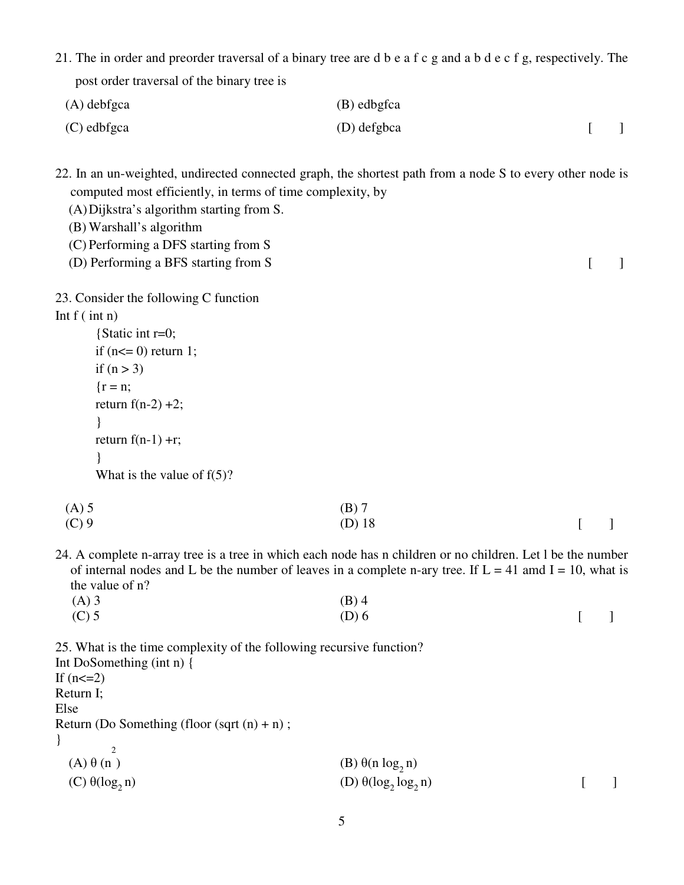21. The in order and preorder traversal of a binary tree are d b e a f c g and a b d e c f g, respectively. The post order traversal of the binary tree is

(A) debfgca (B) edbgfca

(C) edbfgca (D) defgbca [ ]

22. In an un-weighted, undirected connected graph, the shortest path from a node S to every other node is computed most efficiently, in terms of time complexity, by

(A) Dijkstra's algorithm starting from S.

(B) Warshall's algorithm

(C) Performing a DFS starting from S

(D) Performing a BFS starting from S [ ]

23. Consider the following C function

```
Int f ( int n)
        {Static int r=0;
        if (n<= 0) return 1;
        if (n > 3)
        {r = n;
        return f(n-2) +2;
        }
        return f(n-1) +r;
        }
```

What is the value of f(5)?

(A) 5 (B) 7

(C) 9 (D) 18 [ ]

24. A complete n-array tree is a tree in which each node has n children or no children. Let l be the number of internal nodes and L be the number of leaves in a complete n-ary tree. If L = 41 amd I = 10, what is the value of n?

(A) 3 (B) 4

(C) 5 (D) 6 [ ]

25. What is the time complexity of the following recursive function?

```
Int DoSomething (int n) {
If (n<=2)
Return I;
Else
Return (Do Something (floor (sqrt (n) + n) ;
}
```

(A) $\theta(n^2)$ (B) $\theta(n \log_2 n)$

(C) $\theta(\log_2 n)$ (D) $\theta(\log_2 \log_2 n)$ [ ]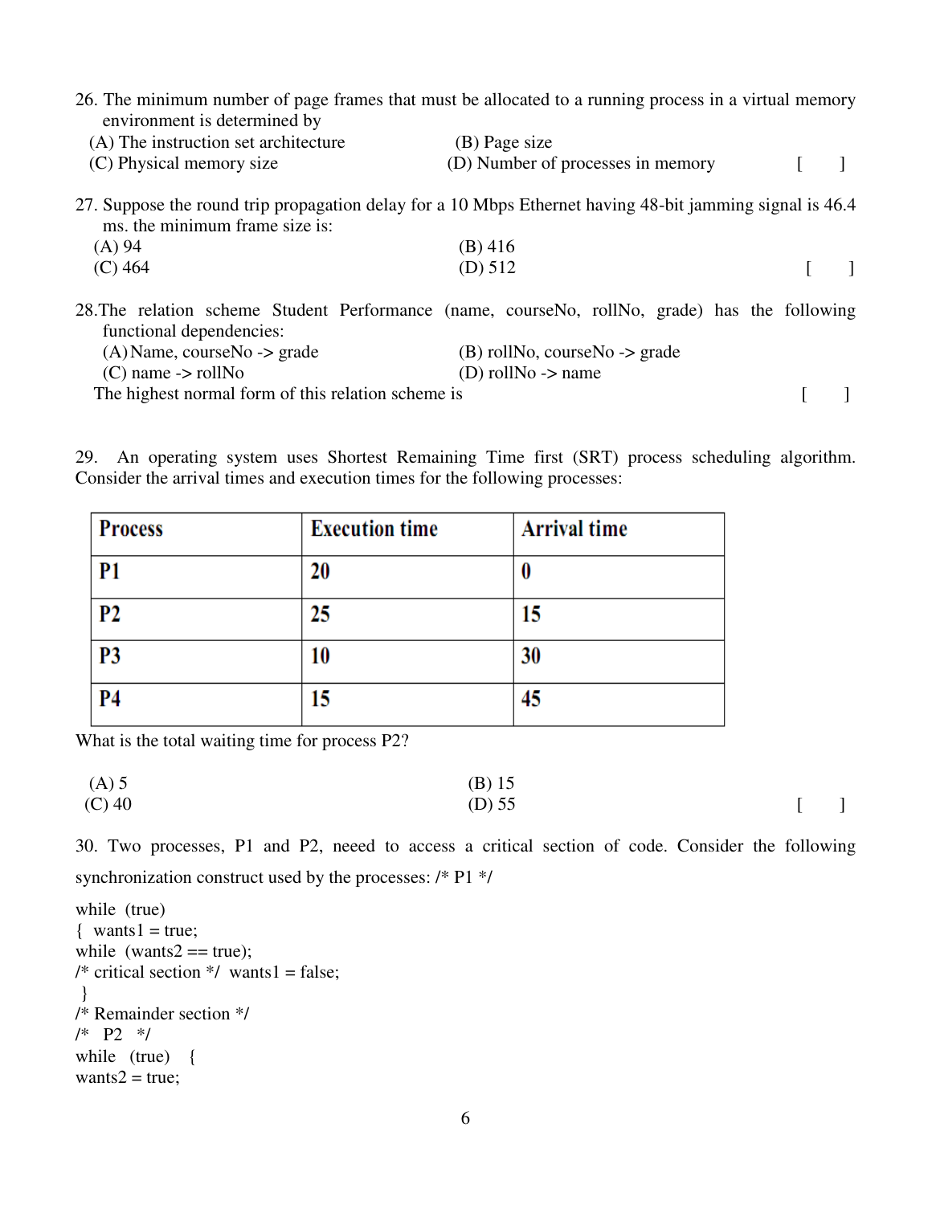26. The minimum number of page frames that must be allocated to a running process in a virtual memory environment is determined by

(A) The instruction set architecture  (B) Page size
(C) Physical memory size  (D) Number of processes in memory  [ ]

27. Suppose the round trip propagation delay for a 10 Mbps Ethernet having 48-bit jamming signal is 46.4 ms. the minimum frame size is:

(A) 94  (B) 416
(C) 464  (D) 512  [ ]

28. The relation scheme Student Performance (name, courseNo, rollNo, grade) has the following functional dependencies:

(A) Name, courseNo -> grade  (B) rollNo, courseNo -> grade
(C) name -> rollNo  (D) rollNo -> name

The highest normal form of this relation scheme is  [ ]

29. An operating system uses Shortest Remaining Time first (SRT) process scheduling algorithm. Consider the arrival times and execution times for the following processes:

| Process | Execution time | Arrival time |
|---|---|---|
| P1 | 20 | 0 |
| P2 | 25 | 15 |
| P3 | 10 | 30 |
| P4 | 15 | 45 |

What is the total waiting time for process P2?

(A) 5  (B) 15
(C) 40  (D) 55  [ ]

30. Two processes, P1 and P2, neeed to access a critical section of code. Consider the following synchronization construct used by the processes: /* P1 */

```
while (true)
{ wants1 = true;
while (wants2 == true);
/* critical section */ wants1 = false;
}
/* Remainder section */
/* P2 */
while (true) {
wants2 = true;
```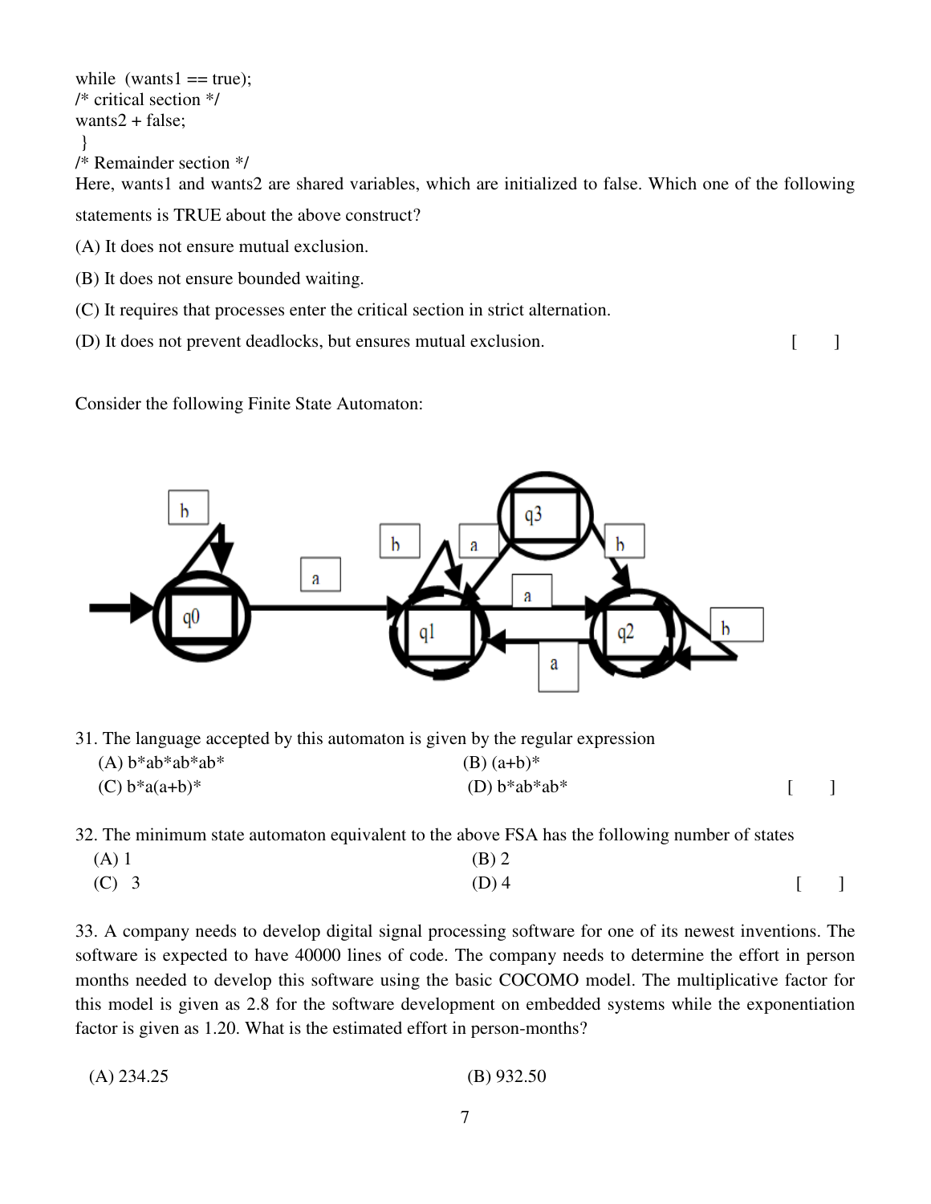```
while  (wants1 == true);
/* critical section */
wants2 + false;
 }
/* Remainder section */
```

Here, wants1 and wants2 are shared variables, which are initialized to false. Which one of the following statements is TRUE about the above construct?

(A) It does not ensure mutual exclusion.

(B) It does not ensure bounded waiting.

(C) It requires that processes enter the critical section in strict alternation.

(D) It does not prevent deadlocks, but ensures mutual exclusion. [ ]

Consider the following Finite State Automaton:

31. The language accepted by this automaton is given by the regular expression

(A) b*ab*ab*ab*  (B) (a+b)*

(C) b*a(a+b)*  (D) b*ab*ab* [ ]

32. The minimum state automaton equivalent to the above FSA has the following number of states

(A) 1  (B) 2

(C) 3  (D) 4 [ ]

33. A company needs to develop digital signal processing software for one of its newest inventions. The software is expected to have 40000 lines of code. The company needs to determine the effort in person months needed to develop this software using the basic COCOMO model. The multiplicative factor for this model is given as 2.8 for the software development on embedded systems while the exponentiation factor is given as 1.20. What is the estimated effort in person-months?

(A) 234.25  (B) 932.50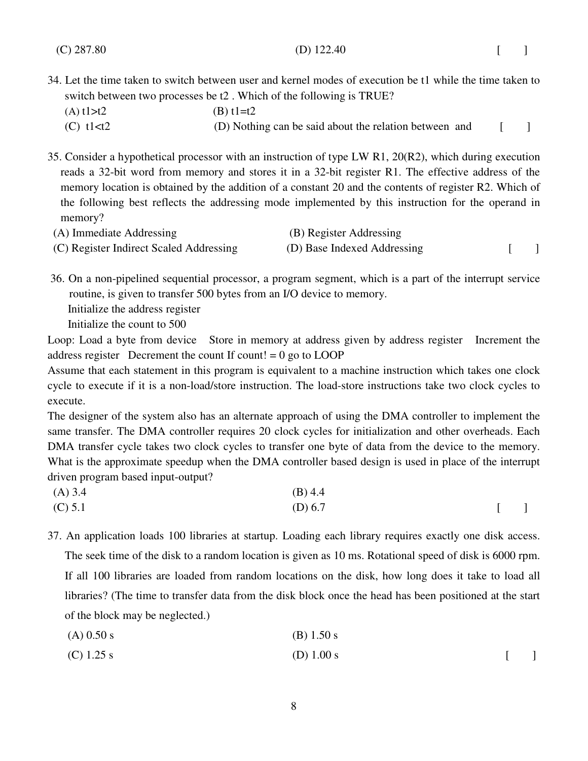(C) 287.80 (D) 122.40 [ ]

34. Let the time taken to switch between user and kernel modes of execution be t1 while the time taken to switch between two processes be t2 . Which of the following is TRUE?

    (A) t1>t2 (B) t1=t2

    (C) t1<t2 (D) Nothing can be said about the relation between and [ ]

35. Consider a hypothetical processor with an instruction of type LW R1, 20(R2), which during execution reads a 32-bit word from memory and stores it in a 32-bit register R1. The effective address of the memory location is obtained by the addition of a constant 20 and the contents of register R2. Which of the following best reflects the addressing mode implemented by this instruction for the operand in memory?

    (A) Immediate Addressing (B) Register Addressing

    (C) Register Indirect Scaled Addressing (D) Base Indexed Addressing [ ]

36. On a non-pipelined sequential processor, a program segment, which is a part of the interrupt service routine, is given to transfer 500 bytes from an I/O device to memory.

    Initialize the address register

    Initialize the count to 500

Loop: Load a byte from device Store in memory at address given by address register Increment the address register Decrement the count If count! = 0 go to LOOP

Assume that each statement in this program is equivalent to a machine instruction which takes one clock cycle to execute if it is a non-load/store instruction. The load-store instructions take two clock cycles to execute.

The designer of the system also has an alternate approach of using the DMA controller to implement the same transfer. The DMA controller requires 20 clock cycles for initialization and other overheads. Each DMA transfer cycle takes two clock cycles to transfer one byte of data from the device to the memory. What is the approximate speedup when the DMA controller based design is used in place of the interrupt driven program based input-output?

(A) 3.4 (B) 4.4

(C) 5.1 (D) 6.7 [ ]

37. An application loads 100 libraries at startup. Loading each library requires exactly one disk access. The seek time of the disk to a random location is given as 10 ms. Rotational speed of disk is 6000 rpm. If all 100 libraries are loaded from random locations on the disk, how long does it take to load all libraries? (The time to transfer data from the disk block once the head has been positioned at the start of the block may be neglected.)

    (A) 0.50 s (B) 1.50 s

    (C) 1.25 s (D) 1.00 s [ ]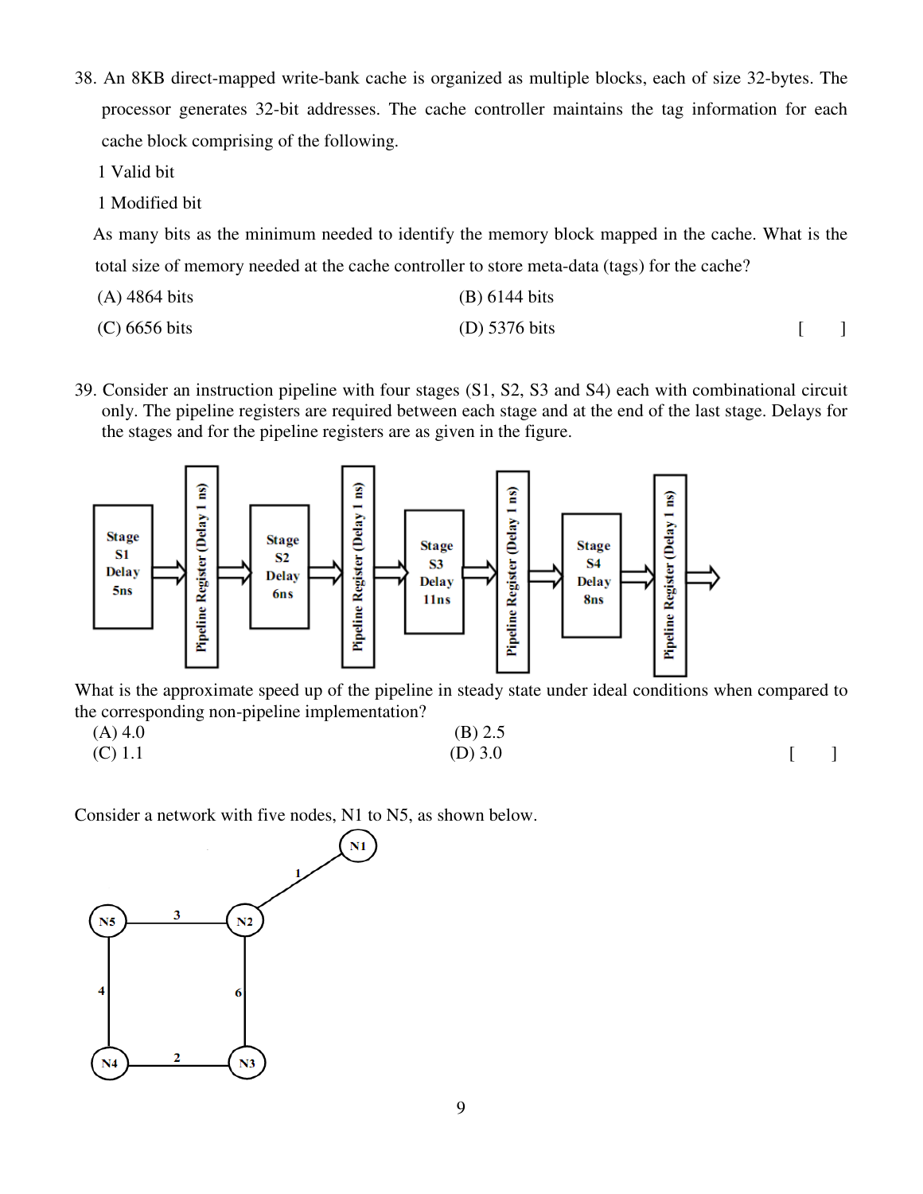38. An 8KB direct-mapped write-bank cache is organized as multiple blocks, each of size 32-bytes. The processor generates 32-bit addresses. The cache controller maintains the tag information for each cache block comprising of the following.

 1 Valid bit

 1 Modified bit

 As many bits as the minimum needed to identify the memory block mapped in the cache. What is the total size of memory needed at the cache controller to store meta-data (tags) for the cache?

 (A) 4864 bits  (B) 6144 bits

 (C) 6656 bits  (D) 5376 bits  [ ]

39. Consider an instruction pipeline with four stages (S1, S2, S3 and S4) each with combinational circuit only. The pipeline registers are required between each stage and at the end of the last stage. Delays for the stages and for the pipeline registers are as given in the figure.

Stage S1 Delay 5ns → Pipeline Register (Delay 1 ns) → Stage S2 Delay 6ns → Pipeline Register (Delay 1 ns) → Stage S3 Delay 11ns → Pipeline Register (Delay 1 ns) → Stage S4 Delay 8ns → Pipeline Register (Delay 1 ns) →

What is the approximate speed up of the pipeline in steady state under ideal conditions when compared to the corresponding non-pipeline implementation?

 (A) 4.0  (B) 2.5

 (C) 1.1  (D) 3.0  [ ]

Consider a network with five nodes, N1 to N5, as shown below.

N1 — N2 (1), N5 — N2 (3), N2 — N3 (6), N5 — N4 (4), N4 — N3 (2)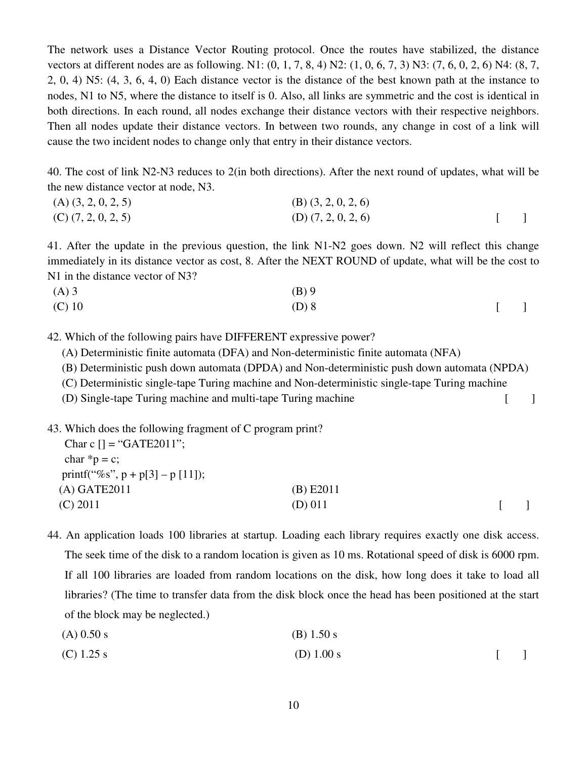The network uses a Distance Vector Routing protocol. Once the routes have stabilized, the distance vectors at different nodes are as following. N1: (0, 1, 7, 8, 4) N2: (1, 0, 6, 7, 3) N3: (7, 6, 0, 2, 6) N4: (8, 7, 2, 0, 4) N5: (4, 3, 6, 4, 0) Each distance vector is the distance of the best known path at the instance to nodes, N1 to N5, where the distance to itself is 0. Also, all links are symmetric and the cost is identical in both directions. In each round, all nodes exchange their distance vectors with their respective neighbors. Then all nodes update their distance vectors. In between two rounds, any change in cost of a link will cause the two incident nodes to change only that entry in their distance vectors.

40. The cost of link N2-N3 reduces to 2(in both directions). After the next round of updates, what will be the new distance vector at node, N3.

(A) (3, 2, 0, 2, 5)  
(B) (3, 2, 0, 2, 6)  
(C) (7, 2, 0, 2, 5)  
(D) (7, 2, 0, 2, 6) [ ]

41. After the update in the previous question, the link N1-N2 goes down. N2 will reflect this change immediately in its distance vector as cost, 8. After the NEXT ROUND of update, what will be the cost to N1 in the distance vector of N3?

(A) 3  
(B) 9  
(C) 10  
(D) 8 [ ]

42. Which of the following pairs have DIFFERENT expressive power?

(A) Deterministic finite automata (DFA) and Non-deterministic finite automata (NFA)  
(B) Deterministic push down automata (DPDA) and Non-deterministic push down automata (NPDA)  
(C) Deterministic single-tape Turing machine and Non-deterministic single-tape Turing machine  
(D) Single-tape Turing machine and multi-tape Turing machine [ ]

43. Which does the following fragment of C program print?

```
Char c [] = “GATE2011”;
char *p = c;
printf(“%s”, p + p[3] – p [11]);
```

(A) GATE2011  
(B) E2011  
(C) 2011  
(D) 011 [ ]

44. An application loads 100 libraries at startup. Loading each library requires exactly one disk access. The seek time of the disk to a random location is given as 10 ms. Rotational speed of disk is 6000 rpm. If all 100 libraries are loaded from random locations on the disk, how long does it take to load all libraries? (The time to transfer data from the disk block once the head has been positioned at the start of the block may be neglected.)

(A) 0.50 s  
(B) 1.50 s  
(C) 1.25 s  
(D) 1.00 s [ ]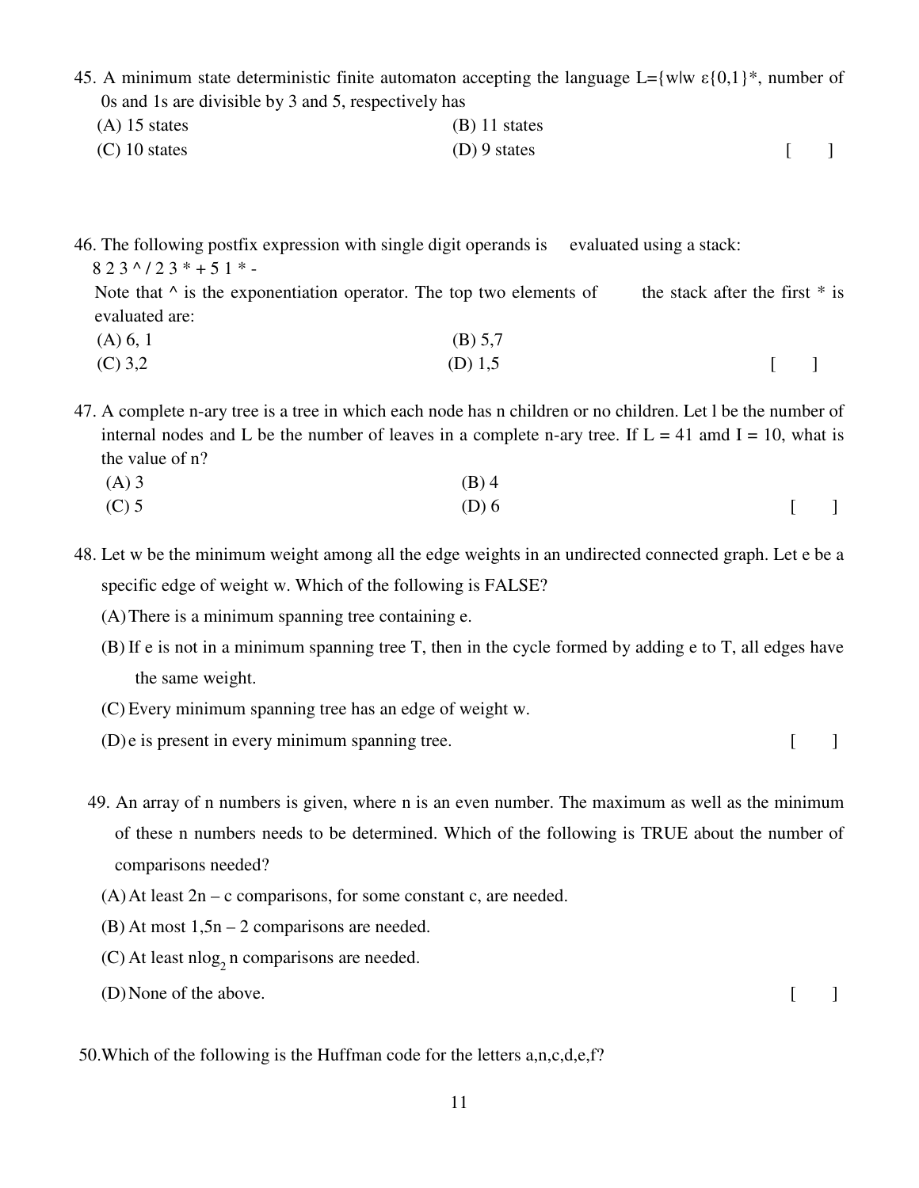45. A minimum state deterministic finite automaton accepting the language L={w|w ε{0,1}*, number of 0s and 1s are divisible by 3 and 5, respectively has

(A) 15 states　　　　(B) 11 states

(C) 10 states　　　　(D) 9 states　　　　[ ]

46. The following postfix expression with single digit operands is evaluated using a stack:

8 2 3 ^ / 2 3 * + 5 1 * -

Note that ^ is the exponentiation operator. The top two elements of the stack after the first * is evaluated are:

(A) 6, 1　　　　(B) 5,7

(C) 3,2　　　　(D) 1,5　　　　[ ]

47. A complete n-ary tree is a tree in which each node has n children or no children. Let l be the number of internal nodes and L be the number of leaves in a complete n-ary tree. If L = 41 amd I = 10, what is the value of n?

(A) 3　　　　(B) 4

(C) 5　　　　(D) 6　　　　[ ]

48. Let w be the minimum weight among all the edge weights in an undirected connected graph. Let e be a specific edge of weight w. Which of the following is FALSE?

(A) There is a minimum spanning tree containing e.

(B) If e is not in a minimum spanning tree T, then in the cycle formed by adding e to T, all edges have the same weight.

(C) Every minimum spanning tree has an edge of weight w.

(D) e is present in every minimum spanning tree.　　　　[ ]

49. An array of n numbers is given, where n is an even number. The maximum as well as the minimum of these n numbers needs to be determined. Which of the following is TRUE about the number of comparisons needed?

(A) At least 2n – c comparisons, for some constant c, are needed.

(B) At most 1,5n – 2 comparisons are needed.

(C) At least $n\log_2 n$ comparisons are needed.

(D) None of the above.　　　　[ ]

50. Which of the following is the Huffman code for the letters a,n,c,d,e,f?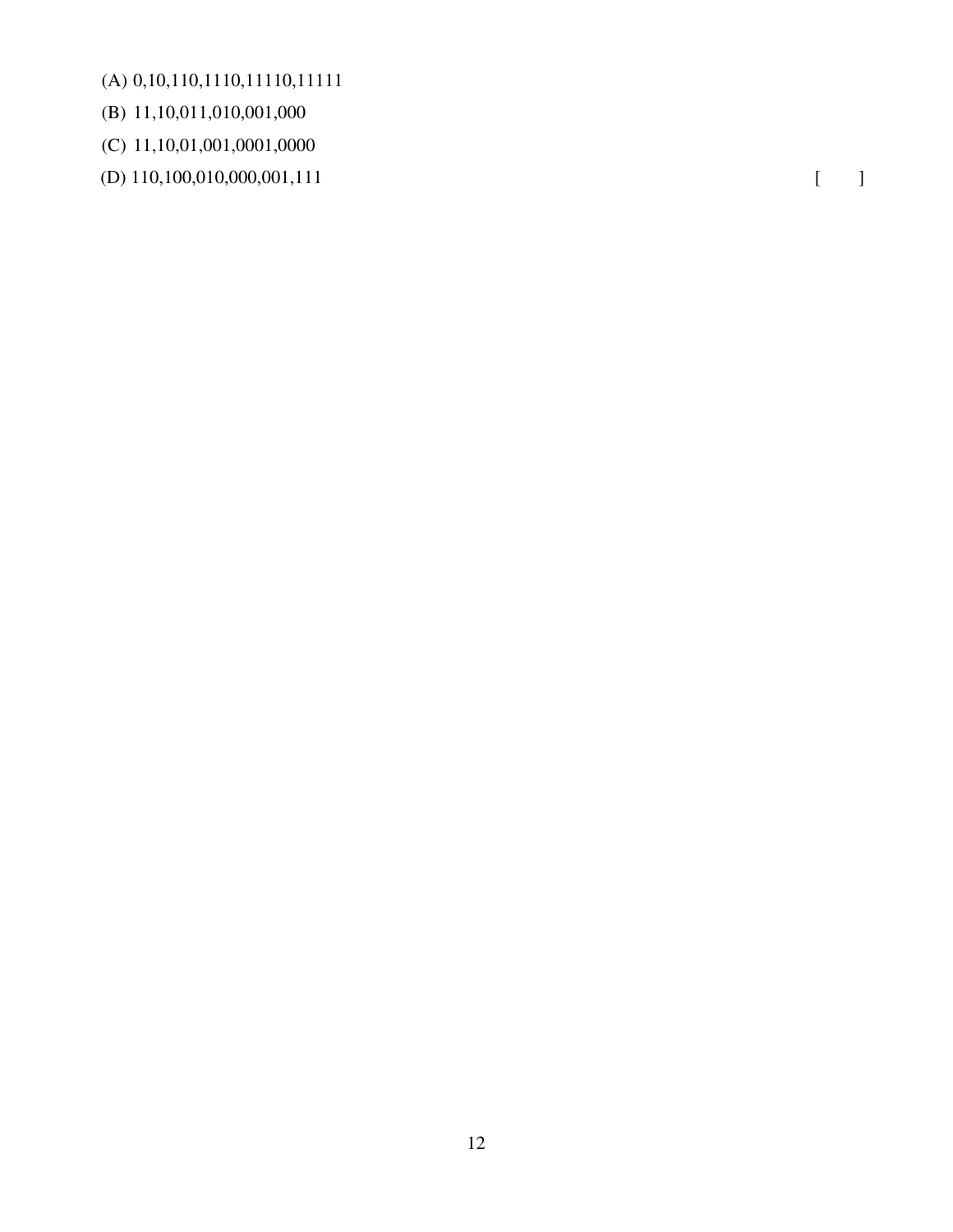(A) 0,10,110,1110,11110,11111

(B) 11,10,011,010,001,000

(C) 11,10,01,001,0001,0000

(D) 110,100,010,000,001,111 [ ]